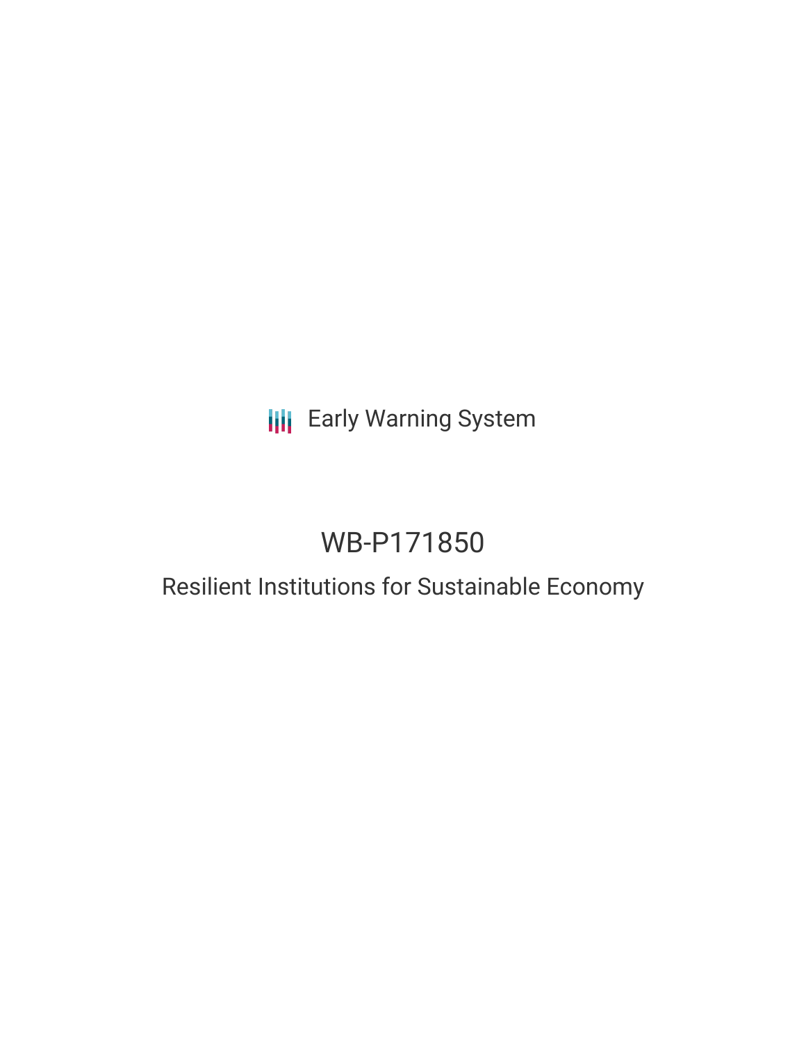Early Warning System

# WB-P171850

## Resilient Institutions for Sustainable Economy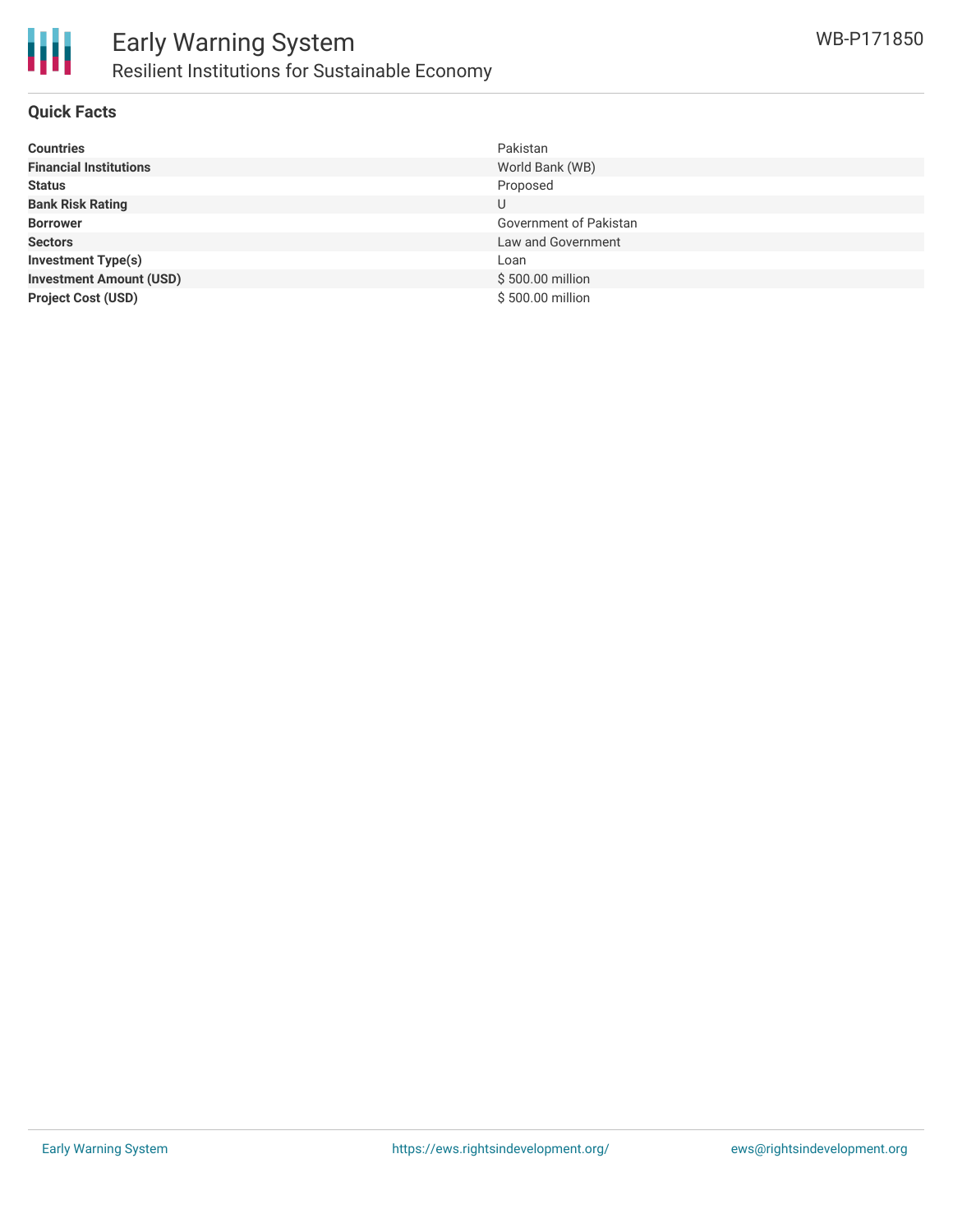# Early Warning System

## Resilient Institutions for Sustainable Economy

WB-P171850

### Quick Facts

| | |
|---|---|
| **Countries** | Pakistan |
| **Financial Institutions** | World Bank (WB) |
| **Status** | Proposed |
| **Bank Risk Rating** | U |
| **Borrower** | Government of Pakistan |
| **Sectors** | Law and Government |
| **Investment Type(s)** | Loan |
| **Investment Amount (USD)** | $ 500.00 million |
| **Project Cost (USD)** | $ 500.00 million |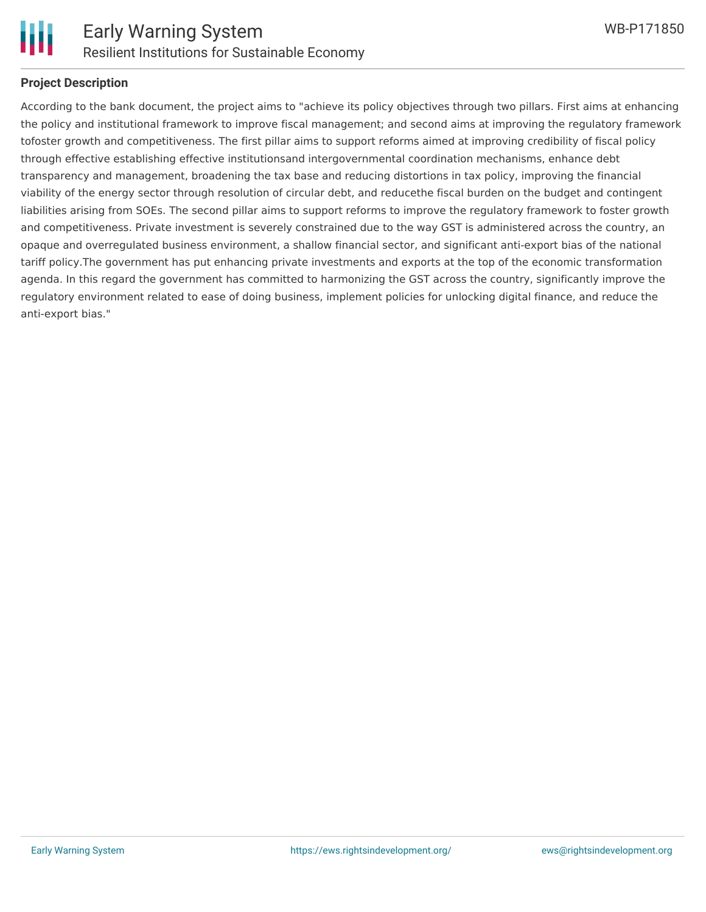## Project Description

According to the bank document, the project aims to "achieve its policy objectives through two pillars. First aims at enhancing the policy and institutional framework to improve fiscal management; and second aims at improving the regulatory framework tofoster growth and competitiveness. The first pillar aims to support reforms aimed at improving credibility of fiscal policy through effective establishing effective institutionsand intergovernmental coordination mechanisms, enhance debt transparency and management, broadening the tax base and reducing distortions in tax policy, improving the financial viability of the energy sector through resolution of circular debt, and reducethe fiscal burden on the budget and contingent liabilities arising from SOEs. The second pillar aims to support reforms to improve the regulatory framework to foster growth and competitiveness. Private investment is severely constrained due to the way GST is administered across the country, an opaque and overregulated business environment, a shallow financial sector, and significant anti-export bias of the national tariff policy.The government has put enhancing private investments and exports at the top of the economic transformation agenda. In this regard the government has committed to harmonizing the GST across the country, significantly improve the regulatory environment related to ease of doing business, implement policies for unlocking digital finance, and reduce the anti-export bias."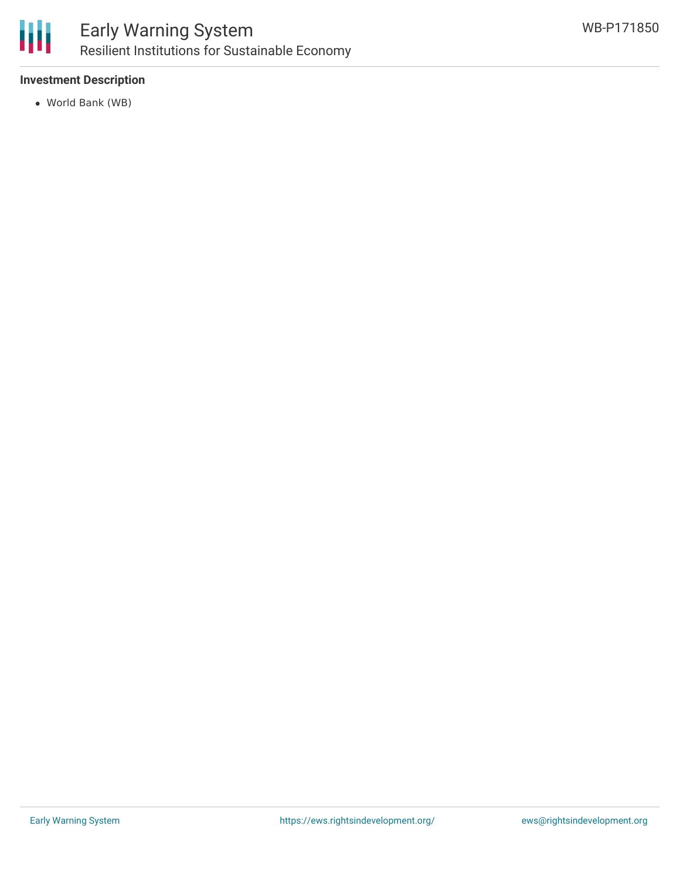**Investment Description**

- World Bank (WB)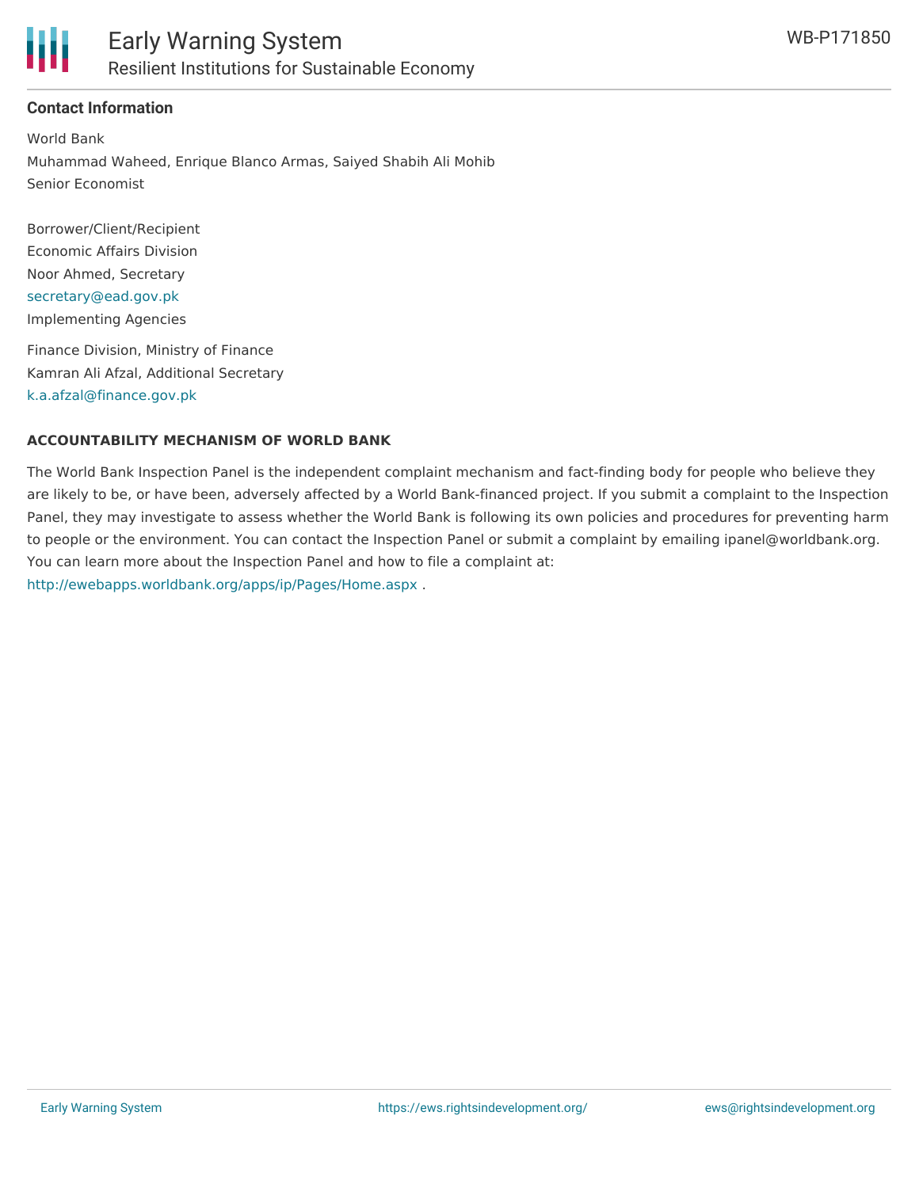## Contact Information

World Bank
Muhammad Waheed, Enrique Blanco Armas, Saiyed Shabih Ali Mohib
Senior Economist

Borrower/Client/Recipient
Economic Affairs Division
Noor Ahmed, Secretary
secretary@ead.gov.pk
Implementing Agencies

Finance Division, Ministry of Finance
Kamran Ali Afzal, Additional Secretary
k.a.afzal@finance.gov.pk

### ACCOUNTABILITY MECHANISM OF WORLD BANK

The World Bank Inspection Panel is the independent complaint mechanism and fact-finding body for people who believe they are likely to be, or have been, adversely affected by a World Bank-financed project. If you submit a complaint to the Inspection Panel, they may investigate to assess whether the World Bank is following its own policies and procedures for preventing harm to people or the environment. You can contact the Inspection Panel or submit a complaint by emailing ipanel@worldbank.org. You can learn more about the Inspection Panel and how to file a complaint at: http://ewebapps.worldbank.org/apps/ip/Pages/Home.aspx .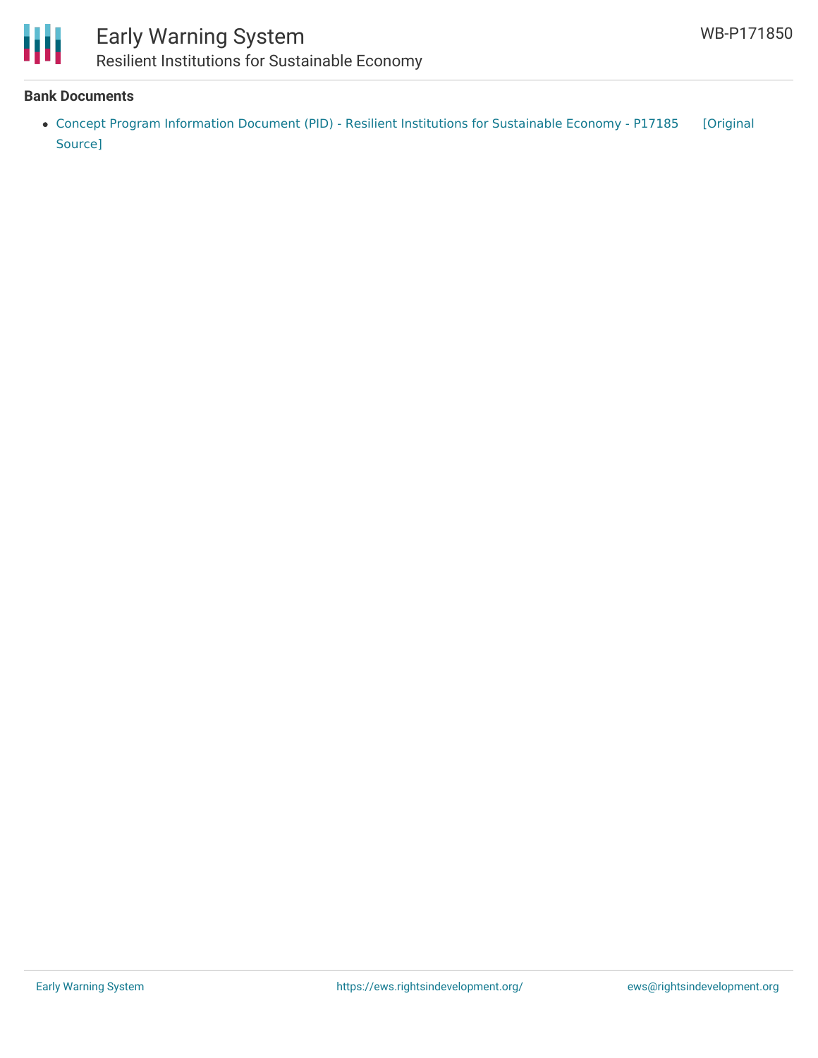## Bank Documents

- Concept Program Information Document (PID) - Resilient Institutions for Sustainable Economy - P17185 [Original Source]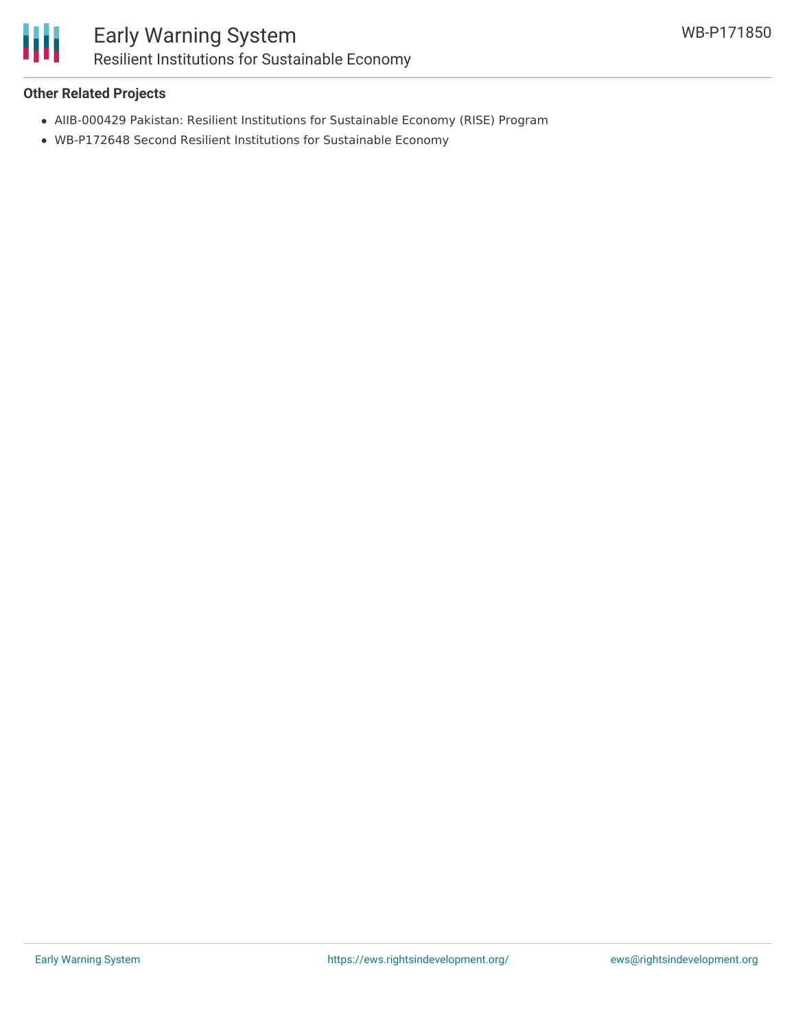**Other Related Projects**

- AIIB-000429 Pakistan: Resilient Institutions for Sustainable Economy (RISE) Program
- WB-P172648 Second Resilient Institutions for Sustainable Economy